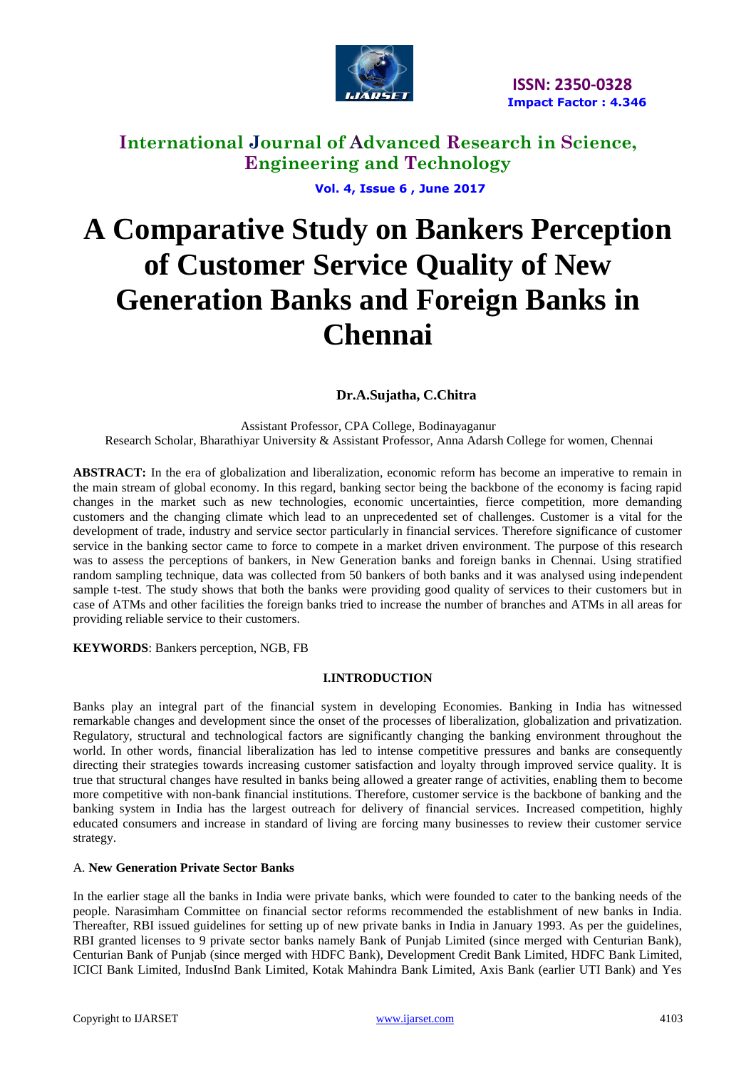# A Comparative Study on Bankers Perception of Customer Service Quality of New Generation Banks and Foreign Banks in Chennai

**Dr.A.Sujatha, C.Chitra**

Assistant Professor, CPA College, Bodinayaganur

Research Scholar, Bharathiyar University & Assistant Professor, Anna Adarsh College for women, Chennai

**ABSTRACT:** In the era of globalization and liberalization, economic reform has become an imperative to remain in the main stream of global economy. In this regard, banking sector being the backbone of the economy is facing rapid changes in the market such as new technologies, economic uncertainties, fierce competition, more demanding customers and the changing climate which lead to an unprecedented set of challenges. Customer is a vital for the development of trade, industry and service sector particularly in financial services. Therefore significance of customer service in the banking sector came to force to compete in a market driven environment. The purpose of this research was to assess the perceptions of bankers, in New Generation banks and foreign banks in Chennai. Using stratified random sampling technique, data was collected from 50 bankers of both banks and it was analysed using independent sample t-test. The study shows that both the banks were providing good quality of services to their customers but in case of ATMs and other facilities the foreign banks tried to increase the number of branches and ATMs in all areas for providing reliable service to their customers.

**KEYWORDS**: Bankers perception, NGB, FB

## I.INTRODUCTION

Banks play an integral part of the financial system in developing Economies. Banking in India has witnessed remarkable changes and development since the onset of the processes of liberalization, globalization and privatization. Regulatory, structural and technological factors are significantly changing the banking environment throughout the world. In other words, financial liberalization has led to intense competitive pressures and banks are consequently directing their strategies towards increasing customer satisfaction and loyalty through improved service quality. It is true that structural changes have resulted in banks being allowed a greater range of activities, enabling them to become more competitive with non-bank financial institutions. Therefore, customer service is the backbone of banking and the banking system in India has the largest outreach for delivery of financial services. Increased competition, highly educated consumers and increase in standard of living are forcing many businesses to review their customer service strategy.

### A. New Generation Private Sector Banks

In the earlier stage all the banks in India were private banks, which were founded to cater to the banking needs of the people. Narasimham Committee on financial sector reforms recommended the establishment of new banks in India. Thereafter, RBI issued guidelines for setting up of new private banks in India in January 1993. As per the guidelines, RBI granted licenses to 9 private sector banks namely Bank of Punjab Limited (since merged with Centurian Bank), Centurian Bank of Punjab (since merged with HDFC Bank), Development Credit Bank Limited, HDFC Bank Limited, ICICI Bank Limited, IndusInd Bank Limited, Kotak Mahindra Bank Limited, Axis Bank (earlier UTI Bank) and Yes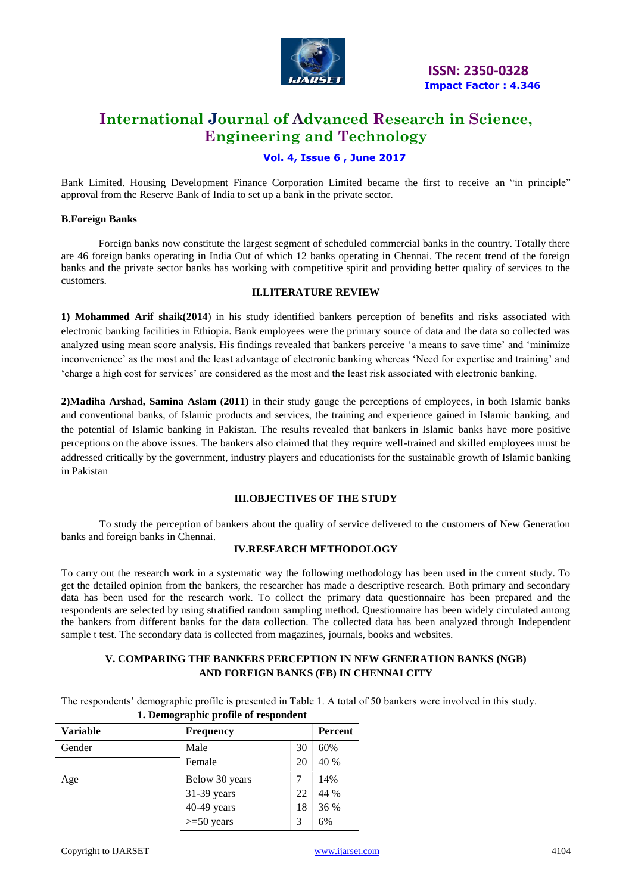Bank Limited. Housing Development Finance Corporation Limited became the first to receive an "in principle" approval from the Reserve Bank of India to set up a bank in the private sector.

**B.Foreign Banks**

Foreign banks now constitute the largest segment of scheduled commercial banks in the country. Totally there are 46 foreign banks operating in India Out of which 12 banks operating in Chennai. The recent trend of the foreign banks and the private sector banks has working with competitive spirit and providing better quality of services to the customers.

## II.LITERATURE REVIEW

**1) Mohammed Arif shaik(2014**) in his study identified bankers perception of benefits and risks associated with electronic banking facilities in Ethiopia. Bank employees were the primary source of data and the data so collected was analyzed using mean score analysis. His findings revealed that bankers perceive 'a means to save time' and 'minimize inconvenience' as the most and the least advantage of electronic banking whereas 'Need for expertise and training' and 'charge a high cost for services' are considered as the most and the least risk associated with electronic banking.

**2)Madiha Arshad, Samina Aslam (2011)** in their study gauge the perceptions of employees, in both Islamic banks and conventional banks, of Islamic products and services, the training and experience gained in Islamic banking, and the potential of Islamic banking in Pakistan. The results revealed that bankers in Islamic banks have more positive perceptions on the above issues. The bankers also claimed that they require well-trained and skilled employees must be addressed critically by the government, industry players and educationists for the sustainable growth of Islamic banking in Pakistan

## III.OBJECTIVES OF THE STUDY

To study the perception of bankers about the quality of service delivered to the customers of New Generation banks and foreign banks in Chennai.

## IV.RESEARCH METHODOLOGY

To carry out the research work in a systematic way the following methodology has been used in the current study. To get the detailed opinion from the bankers, the researcher has made a descriptive research. Both primary and secondary data has been used for the research work. To collect the primary data questionnaire has been prepared and the respondents are selected by using stratified random sampling method. Questionnaire has been widely circulated among the bankers from different banks for the data collection. The collected data has been analyzed through Independent sample t test. The secondary data is collected from magazines, journals, books and websites.

## V. COMPARING THE BANKERS PERCEPTION IN NEW GENERATION BANKS (NGB) AND FOREIGN BANKS (FB) IN CHENNAI CITY

The respondents' demographic profile is presented in Table 1. A total of 50 bankers were involved in this study.

**1. Demographic profile of respondent**

| Variable | Frequency | | Percent |
|---|---|---|---|
| Gender | Male | 30 | 60% |
| | Female | 20 | 40 % |
| Age | Below 30 years | 7 | 14% |
| | 31-39 years | 22 | 44 % |
| | 40-49 years | 18 | 36 % |
| | >=50 years | 3 | 6% |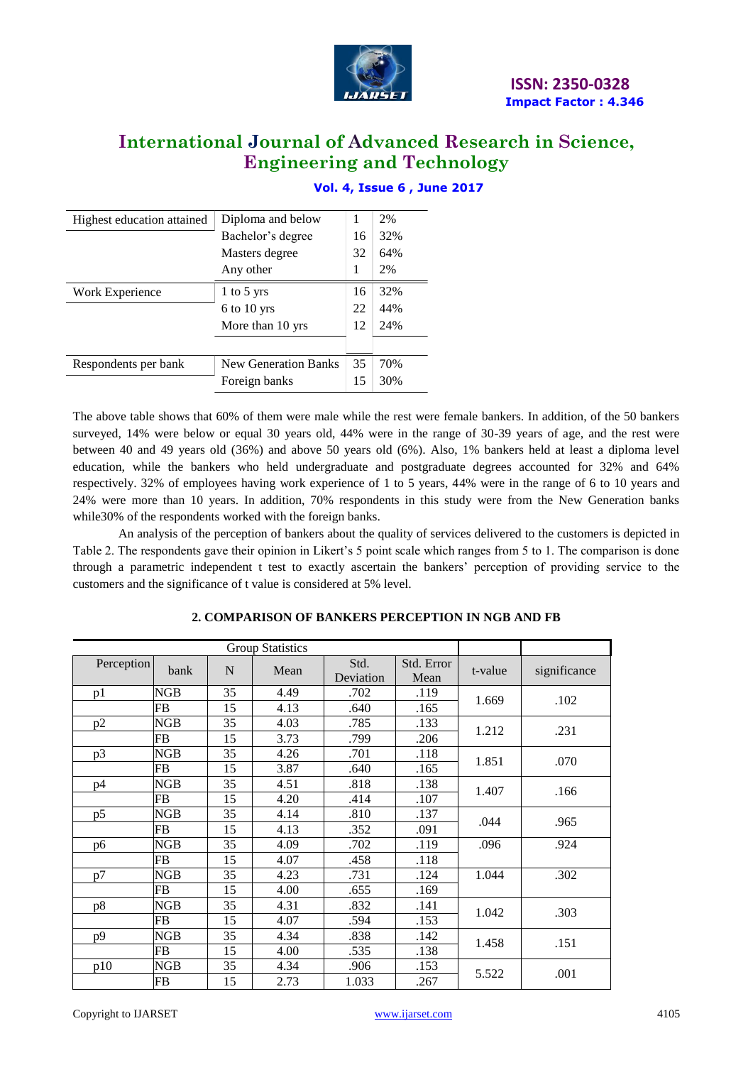| | | | |
|---|---|---|---|
| Highest education attained | Diploma and below | 1 | 2% |
| | Bachelor's degree | 16 | 32% |
| | Masters degree | 32 | 64% |
| | Any other | 1 | 2% |
| Work Experience | 1 to 5 yrs | 16 | 32% |
| | 6 to 10 yrs | 22 | 44% |
| | More than 10 yrs | 12 | 24% |
| Respondents per bank | New Generation Banks | 35 | 70% |
| | Foreign banks | 15 | 30% |

The above table shows that 60% of them were male while the rest were female bankers. In addition, of the 50 bankers surveyed, 14% were below or equal 30 years old, 44% were in the range of 30-39 years of age, and the rest were between 40 and 49 years old (36%) and above 50 years old (6%). Also, 1% bankers held at least a diploma level education, while the bankers who held undergraduate and postgraduate degrees accounted for 32% and 64% respectively. 32% of employees having work experience of 1 to 5 years, 44% were in the range of 6 to 10 years and 24% were more than 10 years. In addition, 70% respondents in this study were from the New Generation banks while30% of the respondents worked with the foreign banks.

An analysis of the perception of bankers about the quality of services delivered to the customers is depicted in Table 2. The respondents gave their opinion in Likert's 5 point scale which ranges from 5 to 1. The comparison is done through a parametric independent t test to exactly ascertain the bankers' perception of providing service to the customers and the significance of t value is considered at 5% level.

**2. COMPARISON OF BANKERS PERCEPTION IN NGB AND FB**

| Group Statistics | | | | | | | |
|---|---|---|---|---|---|---|---|
| Perception | bank | N | Mean | Std. Deviation | Std. Error Mean | t-value | significance |
| p1 | NGB | 35 | 4.49 | .702 | .119 | 1.669 | .102 |
| | FB | 15 | 4.13 | .640 | .165 | | |
| p2 | NGB | 35 | 4.03 | .785 | .133 | 1.212 | .231 |
| | FB | 15 | 3.73 | .799 | .206 | | |
| p3 | NGB | 35 | 4.26 | .701 | .118 | 1.851 | .070 |
| | FB | 15 | 3.87 | .640 | .165 | | |
| p4 | NGB | 35 | 4.51 | .818 | .138 | 1.407 | .166 |
| | FB | 15 | 4.20 | .414 | .107 | | |
| p5 | NGB | 35 | 4.14 | .810 | .137 | .044 | .965 |
| | FB | 15 | 4.13 | .352 | .091 | | |
| p6 | NGB | 35 | 4.09 | .702 | .119 | .096 | .924 |
| | FB | 15 | 4.07 | .458 | .118 | | |
| p7 | NGB | 35 | 4.23 | .731 | .124 | 1.044 | .302 |
| | FB | 15 | 4.00 | .655 | .169 | | |
| p8 | NGB | 35 | 4.31 | .832 | .141 | 1.042 | .303 |
| | FB | 15 | 4.07 | .594 | .153 | | |
| p9 | NGB | 35 | 4.34 | .838 | .142 | 1.458 | .151 |
| | FB | 15 | 4.00 | .535 | .138 | | |
| p10 | NGB | 35 | 4.34 | .906 | .153 | 5.522 | .001 |
| | FB | 15 | 2.73 | 1.033 | .267 | | |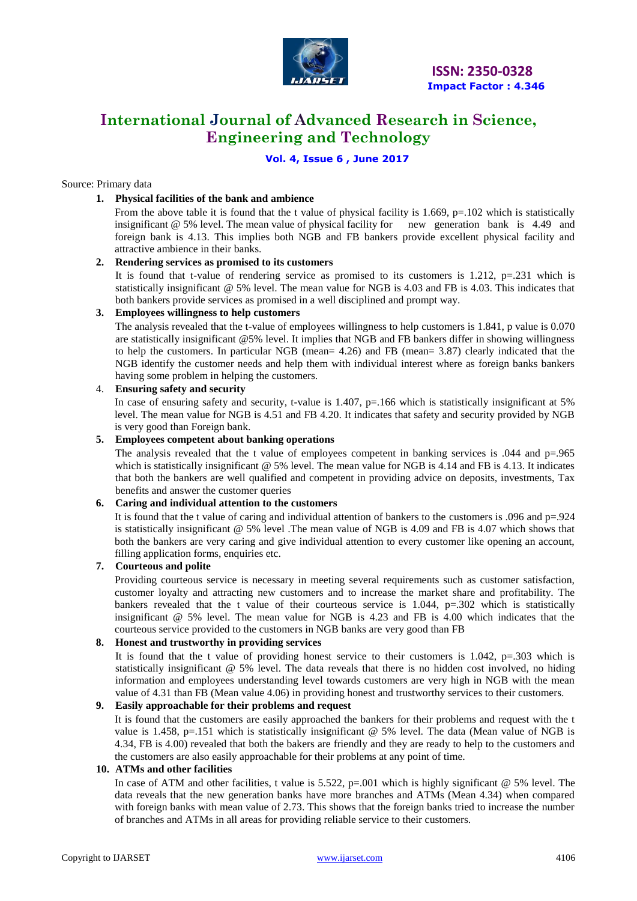Source: Primary data

1. **Physical facilities of the bank and ambience**

   From the above table it is found that the t value of physical facility is 1.669, p=.102 which is statistically insignificant @ 5% level. The mean value of physical facility for new generation bank is 4.49 and foreign bank is 4.13. This implies both NGB and FB bankers provide excellent physical facility and attractive ambience in their banks.

2. **Rendering services as promised to its customers**

   It is found that t-value of rendering service as promised to its customers is 1.212, p=.231 which is statistically insignificant @ 5% level. The mean value for NGB is 4.03 and FB is 4.03. This indicates that both bankers provide services as promised in a well disciplined and prompt way.

3. **Employees willingness to help customers**

   The analysis revealed that the t-value of employees willingness to help customers is 1.841, p value is 0.070 are statistically insignificant @5% level. It implies that NGB and FB bankers differ in showing willingness to help the customers. In particular NGB (mean= 4.26) and FB (mean= 3.87) clearly indicated that the NGB identify the customer needs and help them with individual interest where as foreign banks bankers having some problem in helping the customers.

4. **Ensuring safety and security**

   In case of ensuring safety and security, t-value is 1.407, p=.166 which is statistically insignificant at 5% level. The mean value for NGB is 4.51 and FB 4.20. It indicates that safety and security provided by NGB is very good than Foreign bank.

5. **Employees competent about banking operations**

   The analysis revealed that the t value of employees competent in banking services is .044 and p=.965 which is statistically insignificant @ 5% level. The mean value for NGB is 4.14 and FB is 4.13. It indicates that both the bankers are well qualified and competent in providing advice on deposits, investments, Tax benefits and answer the customer queries

6. **Caring and individual attention to the customers**

   It is found that the t value of caring and individual attention of bankers to the customers is .096 and p=.924 is statistically insignificant @ 5% level .The mean value of NGB is 4.09 and FB is 4.07 which shows that both the bankers are very caring and give individual attention to every customer like opening an account, filling application forms, enquiries etc.

7. **Courteous and polite**

   Providing courteous service is necessary in meeting several requirements such as customer satisfaction, customer loyalty and attracting new customers and to increase the market share and profitability. The bankers revealed that the t value of their courteous service is 1.044, p=.302 which is statistically insignificant @ 5% level. The mean value for NGB is 4.23 and FB is 4.00 which indicates that the courteous service provided to the customers in NGB banks are very good than FB

8. **Honest and trustworthy in providing services**

   It is found that the t value of providing honest service to their customers is 1.042, p=.303 which is statistically insignificant @ 5% level. The data reveals that there is no hidden cost involved, no hiding information and employees understanding level towards customers are very high in NGB with the mean value of 4.31 than FB (Mean value 4.06) in providing honest and trustworthy services to their customers.

9. **Easily approachable for their problems and request**

   It is found that the customers are easily approached the bankers for their problems and request with the t value is 1.458, p=.151 which is statistically insignificant @ 5% level. The data (Mean value of NGB is 4.34, FB is 4.00) revealed that both the bakers are friendly and they are ready to help to the customers and the customers are also easily approachable for their problems at any point of time.

10. **ATMs and other facilities**

    In case of ATM and other facilities, t value is 5.522, p=.001 which is highly significant @ 5% level. The data reveals that the new generation banks have more branches and ATMs (Mean 4.34) when compared with foreign banks with mean value of 2.73. This shows that the foreign banks tried to increase the number of branches and ATMs in all areas for providing reliable service to their customers.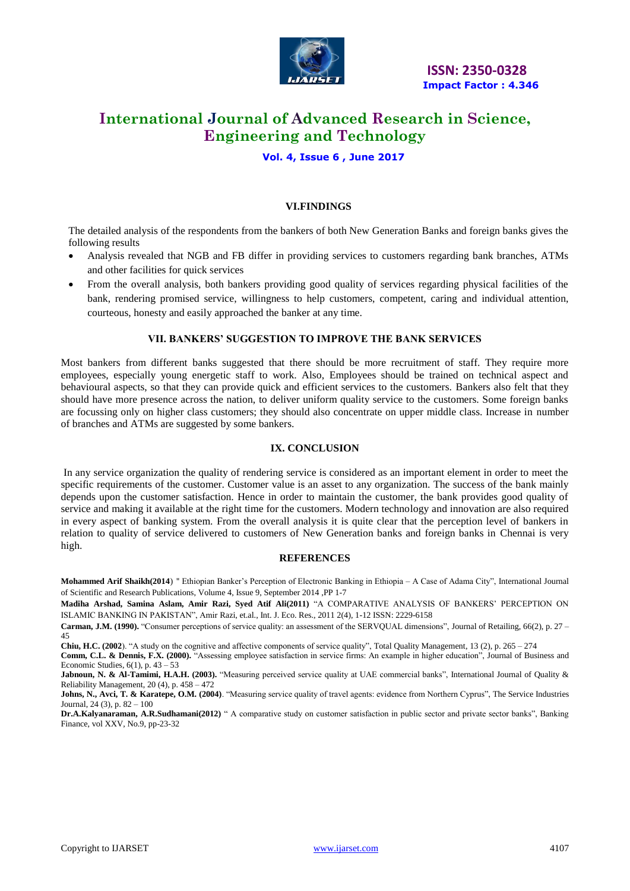## VI.FINDINGS

The detailed analysis of the respondents from the bankers of both New Generation Banks and foreign banks gives the following results

- Analysis revealed that NGB and FB differ in providing services to customers regarding bank branches, ATMs and other facilities for quick services
- From the overall analysis, both bankers providing good quality of services regarding physical facilities of the bank, rendering promised service, willingness to help customers, competent, caring and individual attention, courteous, honesty and easily approached the banker at any time.

## VII. BANKERS' SUGGESTION TO IMPROVE THE BANK SERVICES

Most bankers from different banks suggested that there should be more recruitment of staff. They require more employees, especially young energetic staff to work. Also, Employees should be trained on technical aspect and behavioural aspects, so that they can provide quick and efficient services to the customers. Bankers also felt that they should have more presence across the nation, to deliver uniform quality service to the customers. Some foreign banks are focussing only on higher class customers; they should also concentrate on upper middle class. Increase in number of branches and ATMs are suggested by some bankers.

## IX. CONCLUSION

In any service organization the quality of rendering service is considered as an important element in order to meet the specific requirements of the customer. Customer value is an asset to any organization. The success of the bank mainly depends upon the customer satisfaction. Hence in order to maintain the customer, the bank provides good quality of service and making it available at the right time for the customers. Modern technology and innovation are also required in every aspect of banking system. From the overall analysis it is quite clear that the perception level of bankers in relation to quality of service delivered to customers of New Generation banks and foreign banks in Chennai is very high.

## REFERENCES

**Mohammed Arif Shaikh(2014**) " Ethiopian Banker's Perception of Electronic Banking in Ethiopia – A Case of Adama City", International Journal of Scientific and Research Publications, Volume 4, Issue 9, September 2014 ,PP 1-7

**Madiha Arshad, Samina Aslam, Amir Razi, Syed Atif Ali(2011)** "A COMPARATIVE ANALYSIS OF BANKERS' PERCEPTION ON ISLAMIC BANKING IN PAKISTAN", Amir Razi, et.al., Int. J. Eco. Res., 2011 2(4), 1-12 ISSN: 2229-6158

**Carman, J.M. (1990).** "Consumer perceptions of service quality: an assessment of the SERVQUAL dimensions", Journal of Retailing, 66(2), p. 27 – 45

**Chiu, H.C. (2002**). "A study on the cognitive and affective components of service quality", Total Quality Management, 13 (2), p. 265 – 274

**Comm, C.L. & Dennis, F.X. (2000).** "Assessing employee satisfaction in service firms: An example in higher education", Journal of Business and Economic Studies, 6(1), p. 43 – 53

**Jabnoun, N. & Al-Tamimi, H.A.H. (2003).** "Measuring perceived service quality at UAE commercial banks", International Journal of Quality & Reliability Management, 20 (4), p. 458 – 472

**Johns, N., Avci, T. & Karatepe, O.M. (2004)**. "Measuring service quality of travel agents: evidence from Northern Cyprus", The Service Industries Journal, 24 (3), p. 82 – 100

**Dr.A.Kalyanaraman, A.R.Sudhamani(2012)** " A comparative study on customer satisfaction in public sector and private sector banks", Banking Finance, vol XXV, No.9, pp-23-32